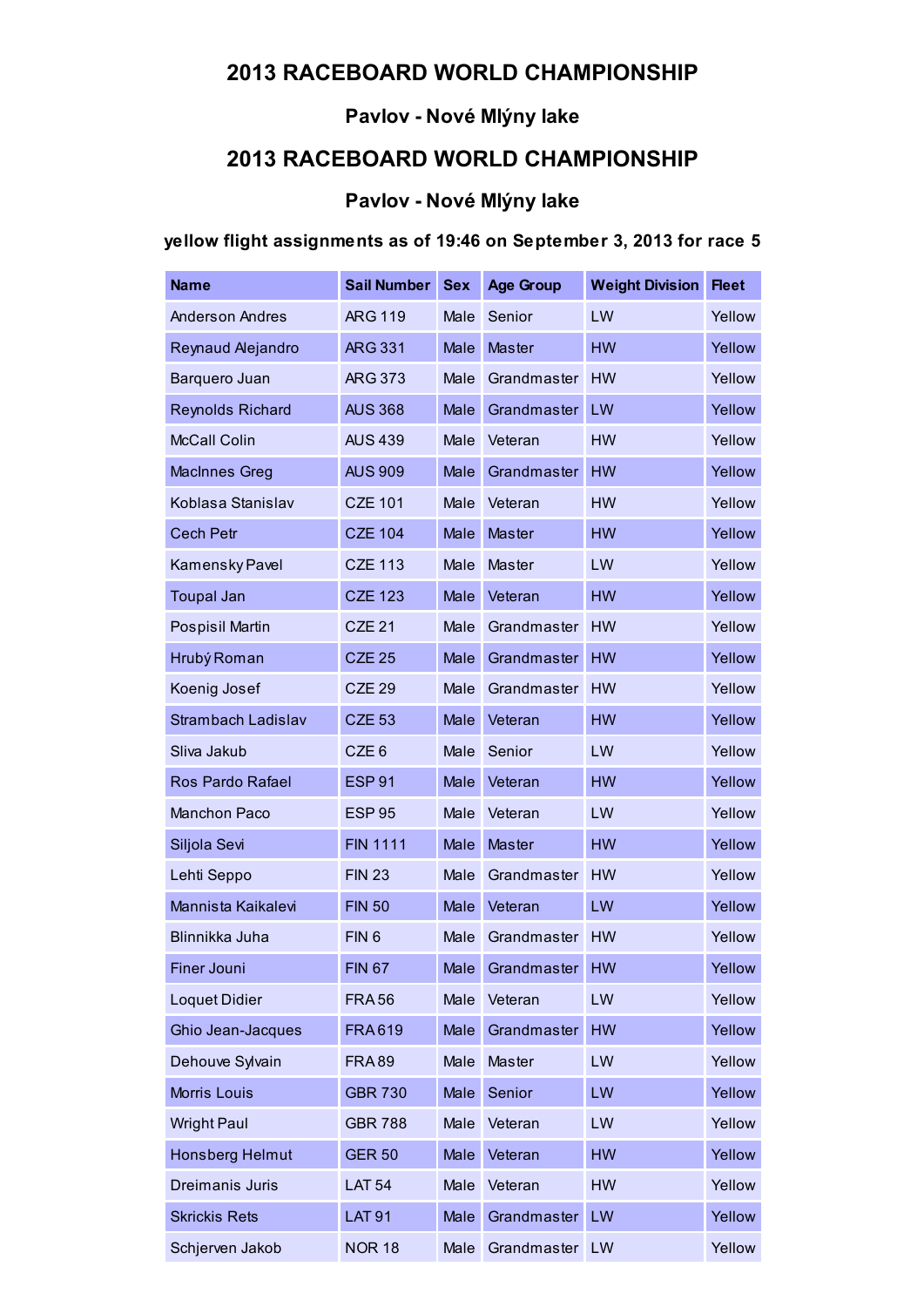# 2013 RACEBOARD WORLD CHAMPIONSHIP

## Pavlov - Nové Mlýny lake

# 2013 RACEBOARD WORLD CHAMPIONSHIP

## Pavlov - Nové Mlýny lake

### yellow flight assignments as of 19:46 on September 3, 2013 for race 5

| Name | Sail Number | Sex | Age Group | Weight Division | Fleet |
|---|---|---|---|---|---|
| Anderson Andres | ARG 119 | Male | Senior | LW | Yellow |
| Reynaud Alejandro | ARG 331 | Male | Master | HW | Yellow |
| Barquero Juan | ARG 373 | Male | Grandmaster | HW | Yellow |
| Reynolds Richard | AUS 368 | Male | Grandmaster | LW | Yellow |
| McCall Colin | AUS 439 | Male | Veteran | HW | Yellow |
| MacInnes Greg | AUS 909 | Male | Grandmaster | HW | Yellow |
| Koblasa Stanislav | CZE 101 | Male | Veteran | HW | Yellow |
| Cech Petr | CZE 104 | Male | Master | HW | Yellow |
| Kamensky Pavel | CZE 113 | Male | Master | LW | Yellow |
| Toupal Jan | CZE 123 | Male | Veteran | HW | Yellow |
| Pospisil Martin | CZE 21 | Male | Grandmaster | HW | Yellow |
| Hrubý Roman | CZE 25 | Male | Grandmaster | HW | Yellow |
| Koenig Josef | CZE 29 | Male | Grandmaster | HW | Yellow |
| Strambach Ladislav | CZE 53 | Male | Veteran | HW | Yellow |
| Sliva Jakub | CZE 6 | Male | Senior | LW | Yellow |
| Ros Pardo Rafael | ESP 91 | Male | Veteran | HW | Yellow |
| Manchon Paco | ESP 95 | Male | Veteran | LW | Yellow |
| Siljola Sevi | FIN 1111 | Male | Master | HW | Yellow |
| Lehti Seppo | FIN 23 | Male | Grandmaster | HW | Yellow |
| Mannista Kaikalevi | FIN 50 | Male | Veteran | LW | Yellow |
| Blinnikka Juha | FIN 6 | Male | Grandmaster | HW | Yellow |
| Finer Jouni | FIN 67 | Male | Grandmaster | HW | Yellow |
| Loquet Didier | FRA 56 | Male | Veteran | LW | Yellow |
| Ghio Jean-Jacques | FRA 619 | Male | Grandmaster | HW | Yellow |
| Dehouve Sylvain | FRA 89 | Male | Master | LW | Yellow |
| Morris Louis | GBR 730 | Male | Senior | LW | Yellow |
| Wright Paul | GBR 788 | Male | Veteran | LW | Yellow |
| Honsberg Helmut | GER 50 | Male | Veteran | HW | Yellow |
| Dreimanis Juris | LAT 54 | Male | Veteran | HW | Yellow |
| Skrickis Rets | LAT 91 | Male | Grandmaster | LW | Yellow |
| Schjerven Jakob | NOR 18 | Male | Grandmaster | LW | Yellow |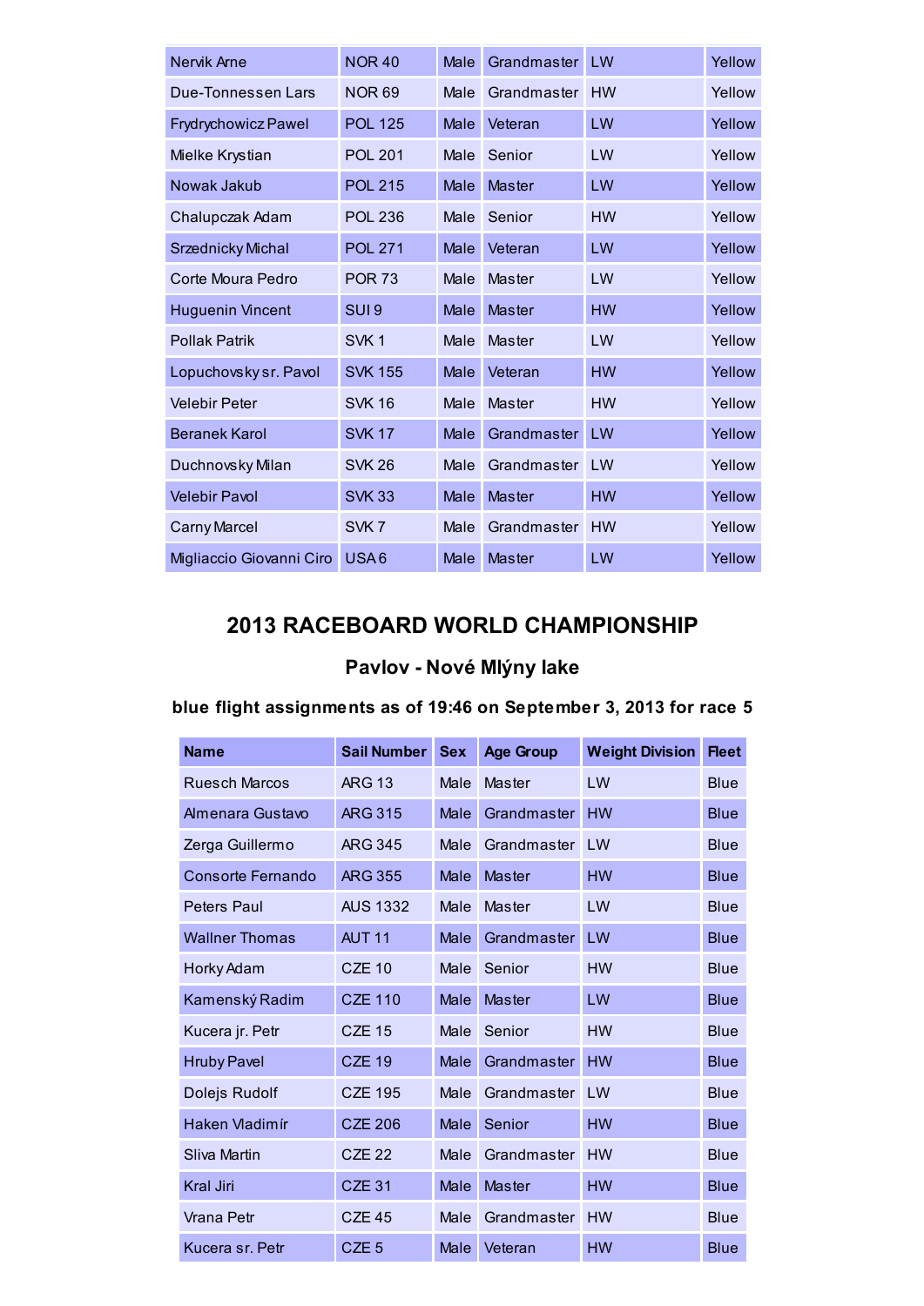| | | | | | |
|---|---|---|---|---|---|
| Nervik Arne | NOR 40 | Male | Grandmaster | LW | Yellow |
| Due-Tonnessen Lars | NOR 69 | Male | Grandmaster | HW | Yellow |
| Frydrychowicz Pawel | POL 125 | Male | Veteran | LW | Yellow |
| Mielke Krystian | POL 201 | Male | Senior | LW | Yellow |
| Nowak Jakub | POL 215 | Male | Master | LW | Yellow |
| Chalupczak Adam | POL 236 | Male | Senior | HW | Yellow |
| Srzednicky Michal | POL 271 | Male | Veteran | LW | Yellow |
| Corte Moura Pedro | POR 73 | Male | Master | LW | Yellow |
| Huguenin Vincent | SUI 9 | Male | Master | HW | Yellow |
| Pollak Patrik | SVK 1 | Male | Master | LW | Yellow |
| Lopuchovsky sr. Pavol | SVK 155 | Male | Veteran | HW | Yellow |
| Velebir Peter | SVK 16 | Male | Master | HW | Yellow |
| Beranek Karol | SVK 17 | Male | Grandmaster | LW | Yellow |
| Duchnovsky Milan | SVK 26 | Male | Grandmaster | LW | Yellow |
| Velebir Pavol | SVK 33 | Male | Master | HW | Yellow |
| Carny Marcel | SVK 7 | Male | Grandmaster | HW | Yellow |
| Migliaccio Giovanni Ciro | USA 6 | Male | Master | LW | Yellow |

# 2013 RACEBOARD WORLD CHAMPIONSHIP

## Pavlov - Nové Mlýny lake

### blue flight assignments as of 19:46 on September 3, 2013 for race 5

| Name | Sail Number | Sex | Age Group | Weight Division | Fleet |
|---|---|---|---|---|---|
| Ruesch Marcos | ARG 13 | Male | Master | LW | Blue |
| Almenara Gustavo | ARG 315 | Male | Grandmaster | HW | Blue |
| Zerga Guillermo | ARG 345 | Male | Grandmaster | LW | Blue |
| Consorte Fernando | ARG 355 | Male | Master | HW | Blue |
| Peters Paul | AUS 1332 | Male | Master | LW | Blue |
| Wallner Thomas | AUT 11 | Male | Grandmaster | LW | Blue |
| Horky Adam | CZE 10 | Male | Senior | HW | Blue |
| Kamenský Radim | CZE 110 | Male | Master | LW | Blue |
| Kucera jr. Petr | CZE 15 | Male | Senior | HW | Blue |
| Hruby Pavel | CZE 19 | Male | Grandmaster | HW | Blue |
| Dolejs Rudolf | CZE 195 | Male | Grandmaster | LW | Blue |
| Haken Vladimír | CZE 206 | Male | Senior | HW | Blue |
| Sliva Martin | CZE 22 | Male | Grandmaster | HW | Blue |
| Kral Jiri | CZE 31 | Male | Master | HW | Blue |
| Vrana Petr | CZE 45 | Male | Grandmaster | HW | Blue |
| Kucera sr. Petr | CZE 5 | Male | Veteran | HW | Blue |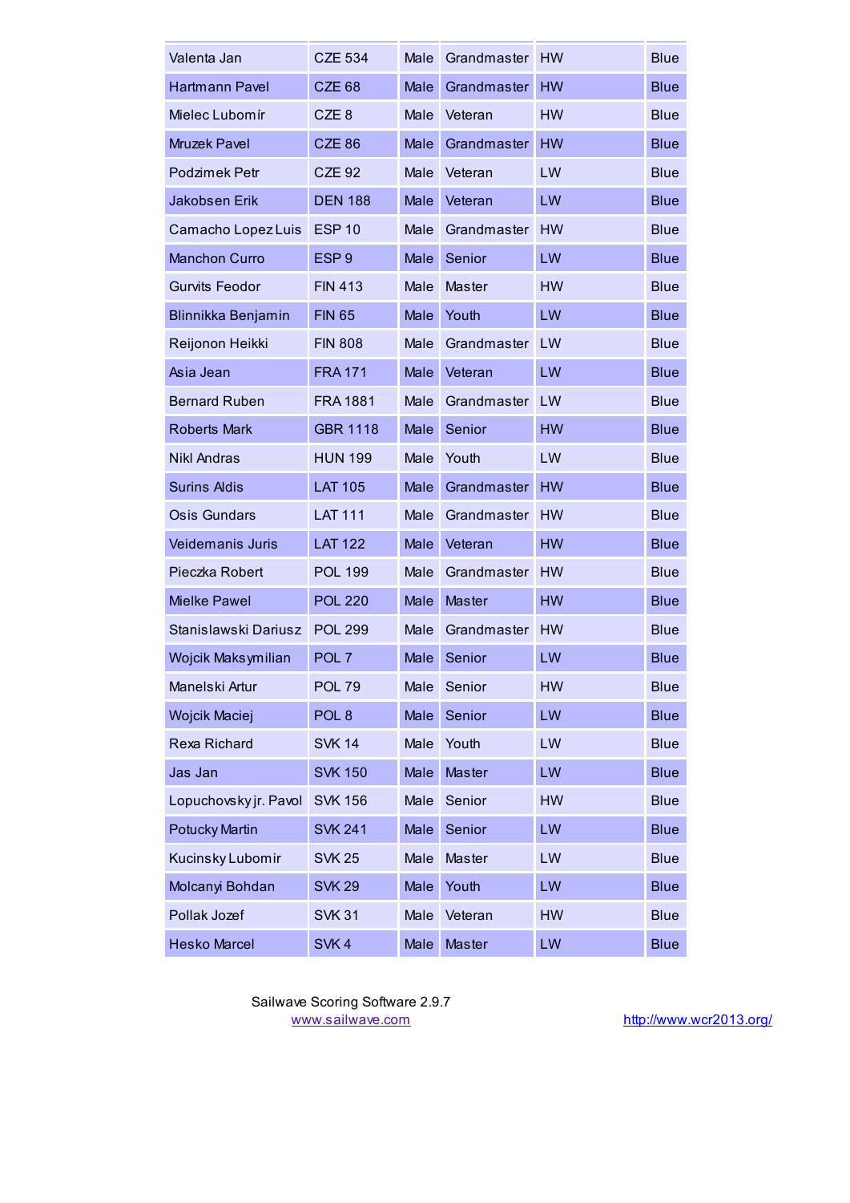| | | | | | |
|---|---|---|---|---|---|
| Valenta Jan | CZE 534 | Male | Grandmaster | HW | Blue |
| Hartmann Pavel | CZE 68 | Male | Grandmaster | HW | Blue |
| Mielec Lubomír | CZE 8 | Male | Veteran | HW | Blue |
| Mruzek Pavel | CZE 86 | Male | Grandmaster | HW | Blue |
| Podzimek Petr | CZE 92 | Male | Veteran | LW | Blue |
| Jakobsen Erik | DEN 188 | Male | Veteran | LW | Blue |
| Camacho Lopez Luis | ESP 10 | Male | Grandmaster | HW | Blue |
| Manchon Curro | ESP 9 | Male | Senior | LW | Blue |
| Gurvits Feodor | FIN 413 | Male | Master | HW | Blue |
| Blinnikka Benjamin | FIN 65 | Male | Youth | LW | Blue |
| Reijonon Heikki | FIN 808 | Male | Grandmaster | LW | Blue |
| Asia Jean | FRA 171 | Male | Veteran | LW | Blue |
| Bernard Ruben | FRA 1881 | Male | Grandmaster | LW | Blue |
| Roberts Mark | GBR 1118 | Male | Senior | HW | Blue |
| Nikl Andras | HUN 199 | Male | Youth | LW | Blue |
| Surins Aldis | LAT 105 | Male | Grandmaster | HW | Blue |
| Osis Gundars | LAT 111 | Male | Grandmaster | HW | Blue |
| Veidemanis Juris | LAT 122 | Male | Veteran | HW | Blue |
| Pieczka Robert | POL 199 | Male | Grandmaster | HW | Blue |
| Mielke Pawel | POL 220 | Male | Master | HW | Blue |
| Stanislawski Dariusz | POL 299 | Male | Grandmaster | HW | Blue |
| Wojcik Maksymilian | POL 7 | Male | Senior | LW | Blue |
| Manelski Artur | POL 79 | Male | Senior | HW | Blue |
| Wojcik Maciej | POL 8 | Male | Senior | LW | Blue |
| Rexa Richard | SVK 14 | Male | Youth | LW | Blue |
| Jas Jan | SVK 150 | Male | Master | LW | Blue |
| Lopuchovsky jr. Pavol | SVK 156 | Male | Senior | HW | Blue |
| Potucky Martin | SVK 241 | Male | Senior | LW | Blue |
| Kucinsky Lubomir | SVK 25 | Male | Master | LW | Blue |
| Molcanyi Bohdan | SVK 29 | Male | Youth | LW | Blue |
| Pollak Jozef | SVK 31 | Male | Veteran | HW | Blue |
| Hesko Marcel | SVK 4 | Male | Master | LW | Blue |

Sailwave Scoring Software 2.9.7
www.sailwave.com

http://www.wcr2013.org/